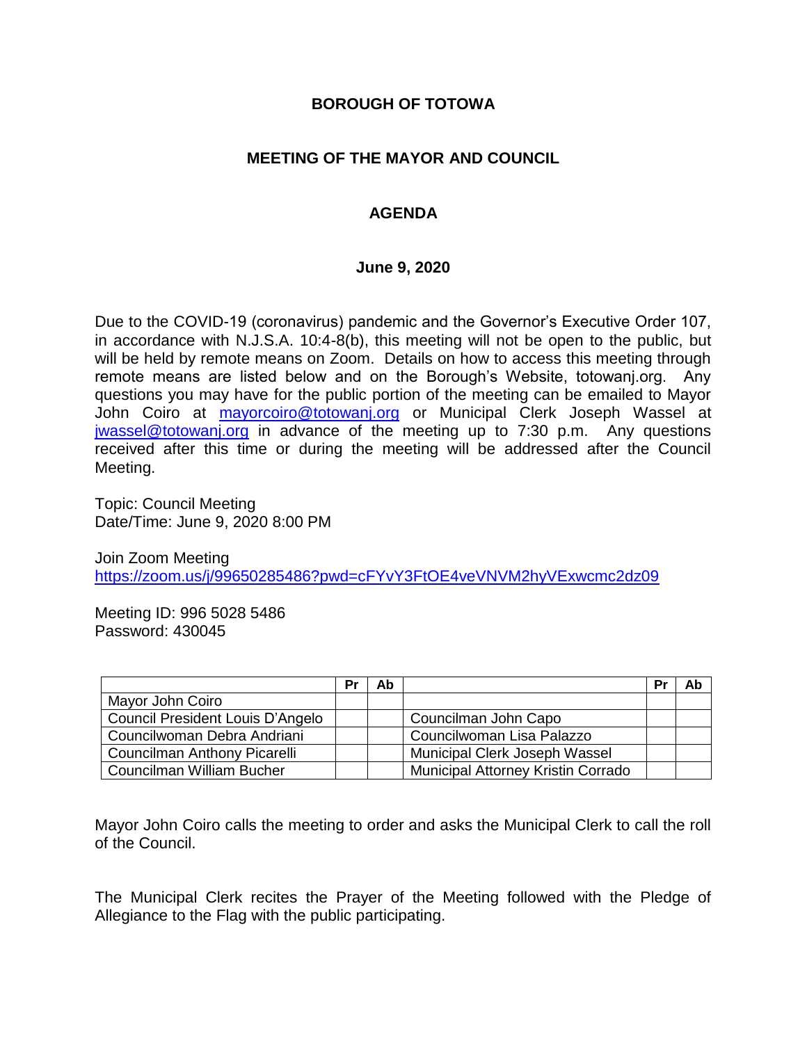# BOROUGH OF TOTOWA

## MEETING OF THE MAYOR AND COUNCIL

## AGENDA

### June 9, 2020

Due to the COVID-19 (coronavirus) pandemic and the Governor's Executive Order 107, in accordance with N.J.S.A. 10:4-8(b), this meeting will not be open to the public, but will be held by remote means on Zoom. Details on how to access this meeting through remote means are listed below and on the Borough's Website, totowanj.org. Any questions you may have for the public portion of the meeting can be emailed to Mayor John Coiro at mayorcoiro@totowanj.org or Municipal Clerk Joseph Wassel at jwassel@totowanj.org in advance of the meeting up to 7:30 p.m. Any questions received after this time or during the meeting will be addressed after the Council Meeting.

Topic: Council Meeting
Date/Time: June 9, 2020 8:00 PM

Join Zoom Meeting
https://zoom.us/j/99650285486?pwd=cFYvY3FtOE4veVNVM2hyVExwcmc2dz09

Meeting ID: 996 5028 5486
Password: 430045

| | Pr | Ab | | Pr | Ab |
|---|---|---|---|---|---|
| Mayor John Coiro | | | | | |
| Council President Louis D'Angelo | | | Councilman John Capo | | |
| Councilwoman Debra Andriani | | | Councilwoman Lisa Palazzo | | |
| Councilman Anthony Picarelli | | | Municipal Clerk Joseph Wassel | | |
| Councilman William Bucher | | | Municipal Attorney Kristin Corrado | | |

Mayor John Coiro calls the meeting to order and asks the Municipal Clerk to call the roll of the Council.

The Municipal Clerk recites the Prayer of the Meeting followed with the Pledge of Allegiance to the Flag with the public participating.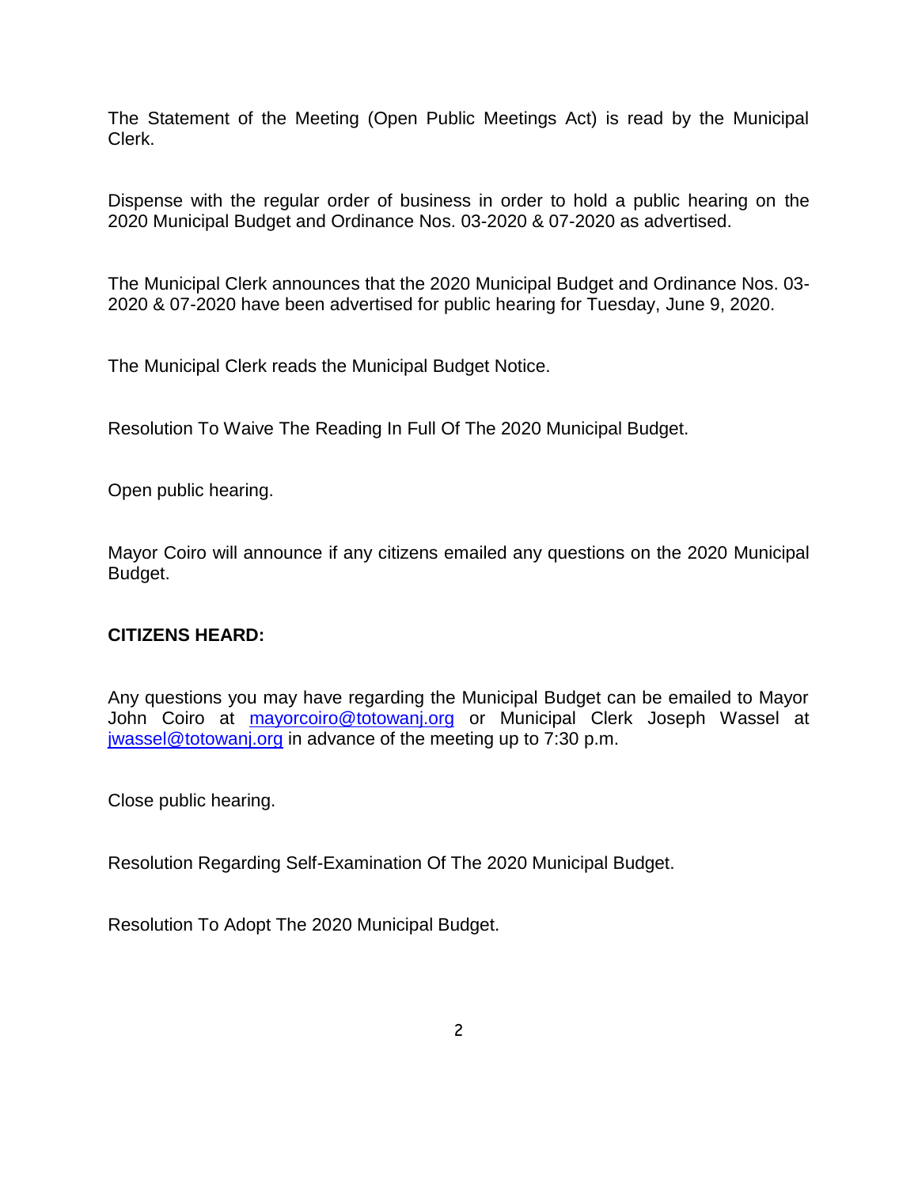The Statement of the Meeting (Open Public Meetings Act) is read by the Municipal Clerk.

Dispense with the regular order of business in order to hold a public hearing on the 2020 Municipal Budget and Ordinance Nos. 03-2020 & 07-2020 as advertised.

The Municipal Clerk announces that the 2020 Municipal Budget and Ordinance Nos. 03-2020 & 07-2020 have been advertised for public hearing for Tuesday, June 9, 2020.

The Municipal Clerk reads the Municipal Budget Notice.

Resolution To Waive The Reading In Full Of The 2020 Municipal Budget.

Open public hearing.

Mayor Coiro will announce if any citizens emailed any questions on the 2020 Municipal Budget.

**CITIZENS HEARD:**

Any questions you may have regarding the Municipal Budget can be emailed to Mayor John Coiro at mayorcoiro@totowanj.org or Municipal Clerk Joseph Wassel at jwassel@totowanj.org in advance of the meeting up to 7:30 p.m.

Close public hearing.

Resolution Regarding Self-Examination Of The 2020 Municipal Budget.

Resolution To Adopt The 2020 Municipal Budget.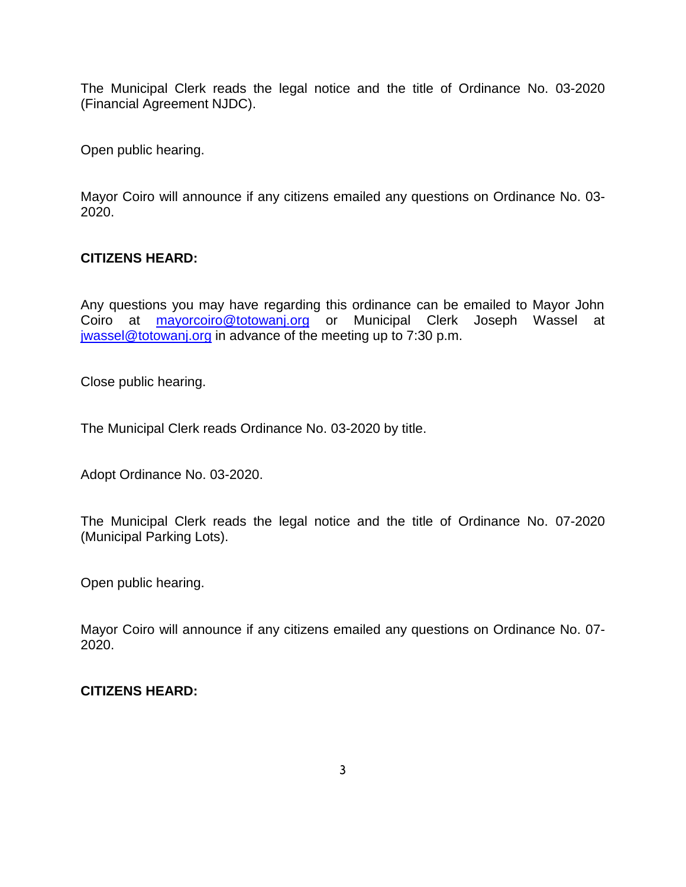The Municipal Clerk reads the legal notice and the title of Ordinance No. 03-2020 (Financial Agreement NJDC).

Open public hearing.

Mayor Coiro will announce if any citizens emailed any questions on Ordinance No. 03-2020.

**CITIZENS HEARD:**

Any questions you may have regarding this ordinance can be emailed to Mayor John Coiro at mayorcoiro@totowanj.org or Municipal Clerk Joseph Wassel at jwassel@totowanj.org in advance of the meeting up to 7:30 p.m.

Close public hearing.

The Municipal Clerk reads Ordinance No. 03-2020 by title.

Adopt Ordinance No. 03-2020.

The Municipal Clerk reads the legal notice and the title of Ordinance No. 07-2020 (Municipal Parking Lots).

Open public hearing.

Mayor Coiro will announce if any citizens emailed any questions on Ordinance No. 07-2020.

**CITIZENS HEARD:**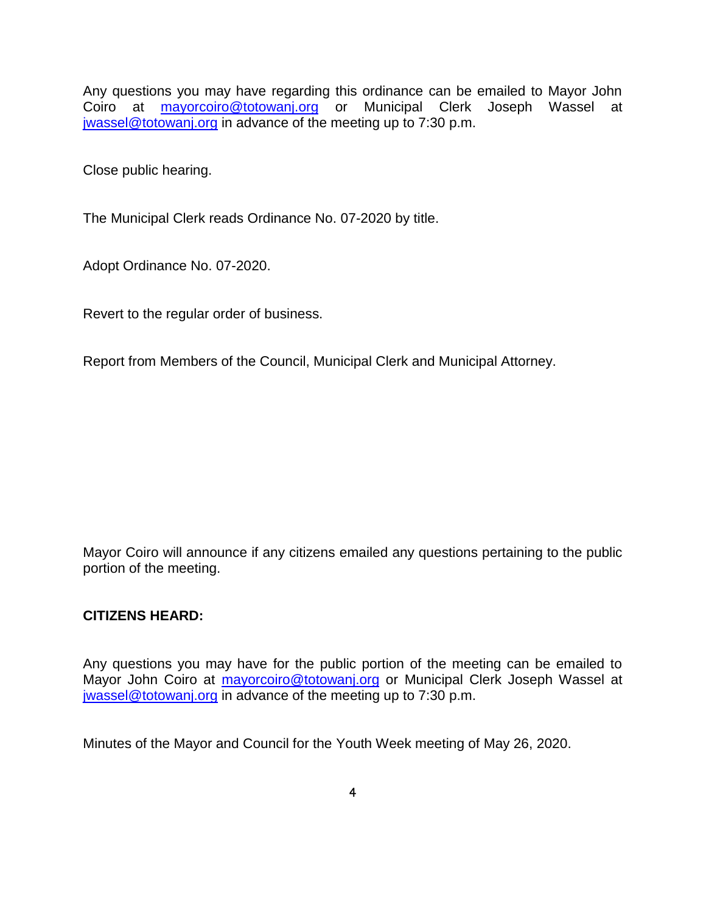Any questions you may have regarding this ordinance can be emailed to Mayor John Coiro at mayorcoiro@totowanj.org or Municipal Clerk Joseph Wassel at jwassel@totowanj.org in advance of the meeting up to 7:30 p.m.

Close public hearing.

The Municipal Clerk reads Ordinance No. 07-2020 by title.

Adopt Ordinance No. 07-2020.

Revert to the regular order of business.

Report from Members of the Council, Municipal Clerk and Municipal Attorney.

Mayor Coiro will announce if any citizens emailed any questions pertaining to the public portion of the meeting.

**CITIZENS HEARD:**

Any questions you may have for the public portion of the meeting can be emailed to Mayor John Coiro at mayorcoiro@totowanj.org or Municipal Clerk Joseph Wassel at jwassel@totowanj.org in advance of the meeting up to 7:30 p.m.

Minutes of the Mayor and Council for the Youth Week meeting of May 26, 2020.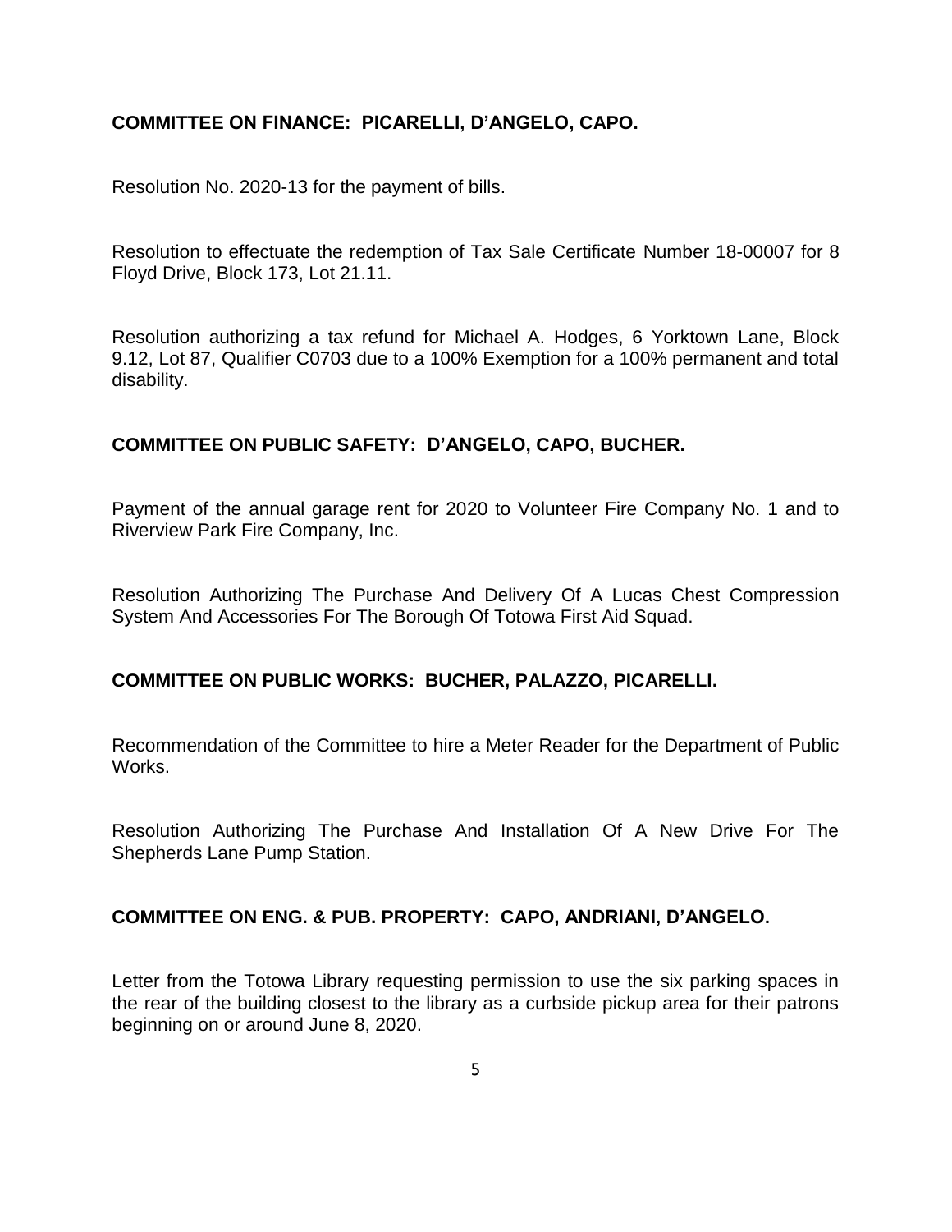**COMMITTEE ON FINANCE: PICARELLI, D'ANGELO, CAPO.**

Resolution No. 2020-13 for the payment of bills.

Resolution to effectuate the redemption of Tax Sale Certificate Number 18-00007 for 8 Floyd Drive, Block 173, Lot 21.11.

Resolution authorizing a tax refund for Michael A. Hodges, 6 Yorktown Lane, Block 9.12, Lot 87, Qualifier C0703 due to a 100% Exemption for a 100% permanent and total disability.

**COMMITTEE ON PUBLIC SAFETY: D'ANGELO, CAPO, BUCHER.**

Payment of the annual garage rent for 2020 to Volunteer Fire Company No. 1 and to Riverview Park Fire Company, Inc.

Resolution Authorizing The Purchase And Delivery Of A Lucas Chest Compression System And Accessories For The Borough Of Totowa First Aid Squad.

**COMMITTEE ON PUBLIC WORKS: BUCHER, PALAZZO, PICARELLI.**

Recommendation of the Committee to hire a Meter Reader for the Department of Public Works.

Resolution Authorizing The Purchase And Installation Of A New Drive For The Shepherds Lane Pump Station.

**COMMITTEE ON ENG. & PUB. PROPERTY: CAPO, ANDRIANI, D'ANGELO.**

Letter from the Totowa Library requesting permission to use the six parking spaces in the rear of the building closest to the library as a curbside pickup area for their patrons beginning on or around June 8, 2020.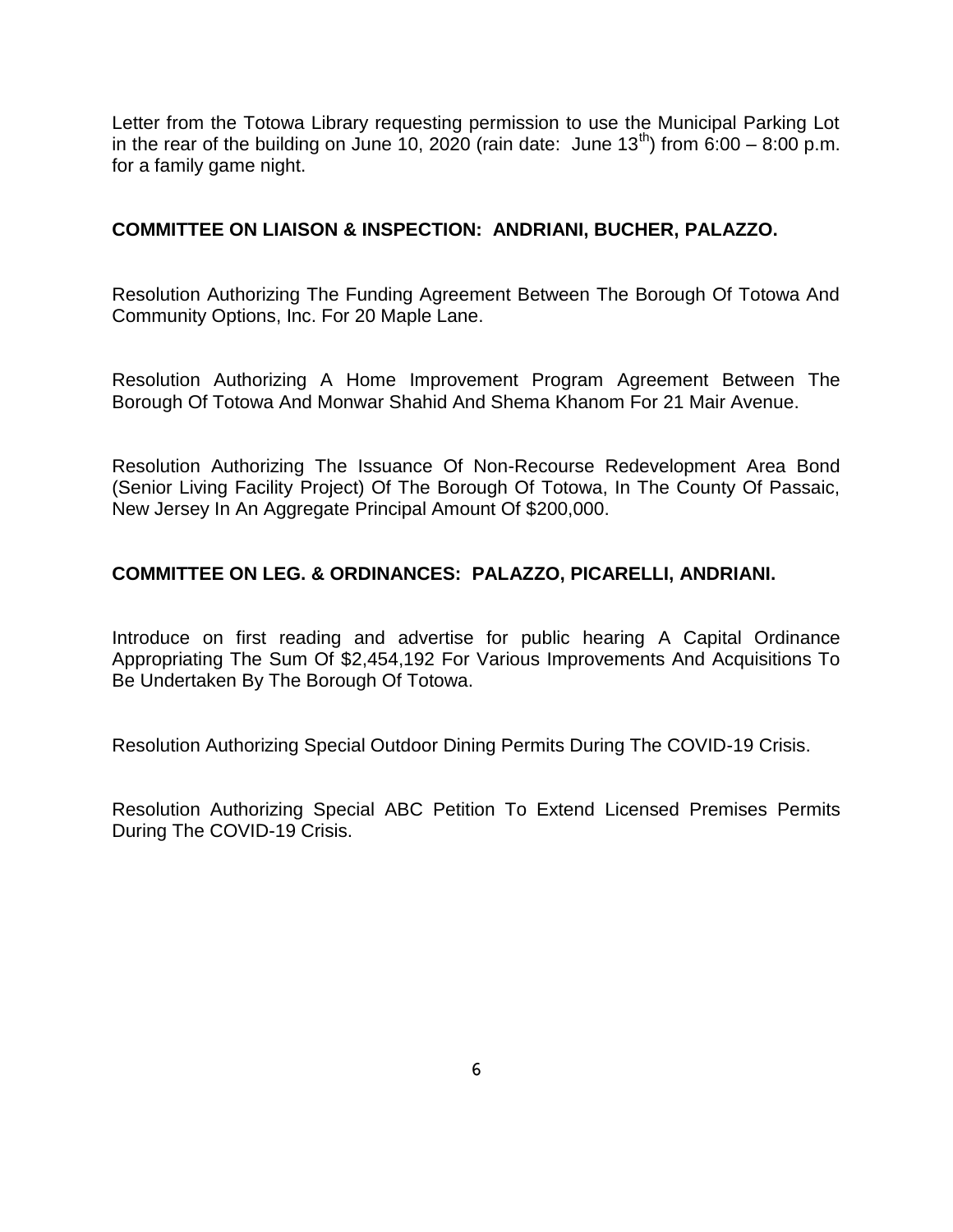Letter from the Totowa Library requesting permission to use the Municipal Parking Lot in the rear of the building on June 10, 2020 (rain date: June 13th) from 6:00 – 8:00 p.m. for a family game night.

**COMMITTEE ON LIAISON & INSPECTION: ANDRIANI, BUCHER, PALAZZO.**

Resolution Authorizing The Funding Agreement Between The Borough Of Totowa And Community Options, Inc. For 20 Maple Lane.

Resolution Authorizing A Home Improvement Program Agreement Between The Borough Of Totowa And Monwar Shahid And Shema Khanom For 21 Mair Avenue.

Resolution Authorizing The Issuance Of Non-Recourse Redevelopment Area Bond (Senior Living Facility Project) Of The Borough Of Totowa, In The County Of Passaic, New Jersey In An Aggregate Principal Amount Of $200,000.

**COMMITTEE ON LEG. & ORDINANCES: PALAZZO, PICARELLI, ANDRIANI.**

Introduce on first reading and advertise for public hearing A Capital Ordinance Appropriating The Sum Of $2,454,192 For Various Improvements And Acquisitions To Be Undertaken By The Borough Of Totowa.

Resolution Authorizing Special Outdoor Dining Permits During The COVID-19 Crisis.

Resolution Authorizing Special ABC Petition To Extend Licensed Premises Permits During The COVID-19 Crisis.